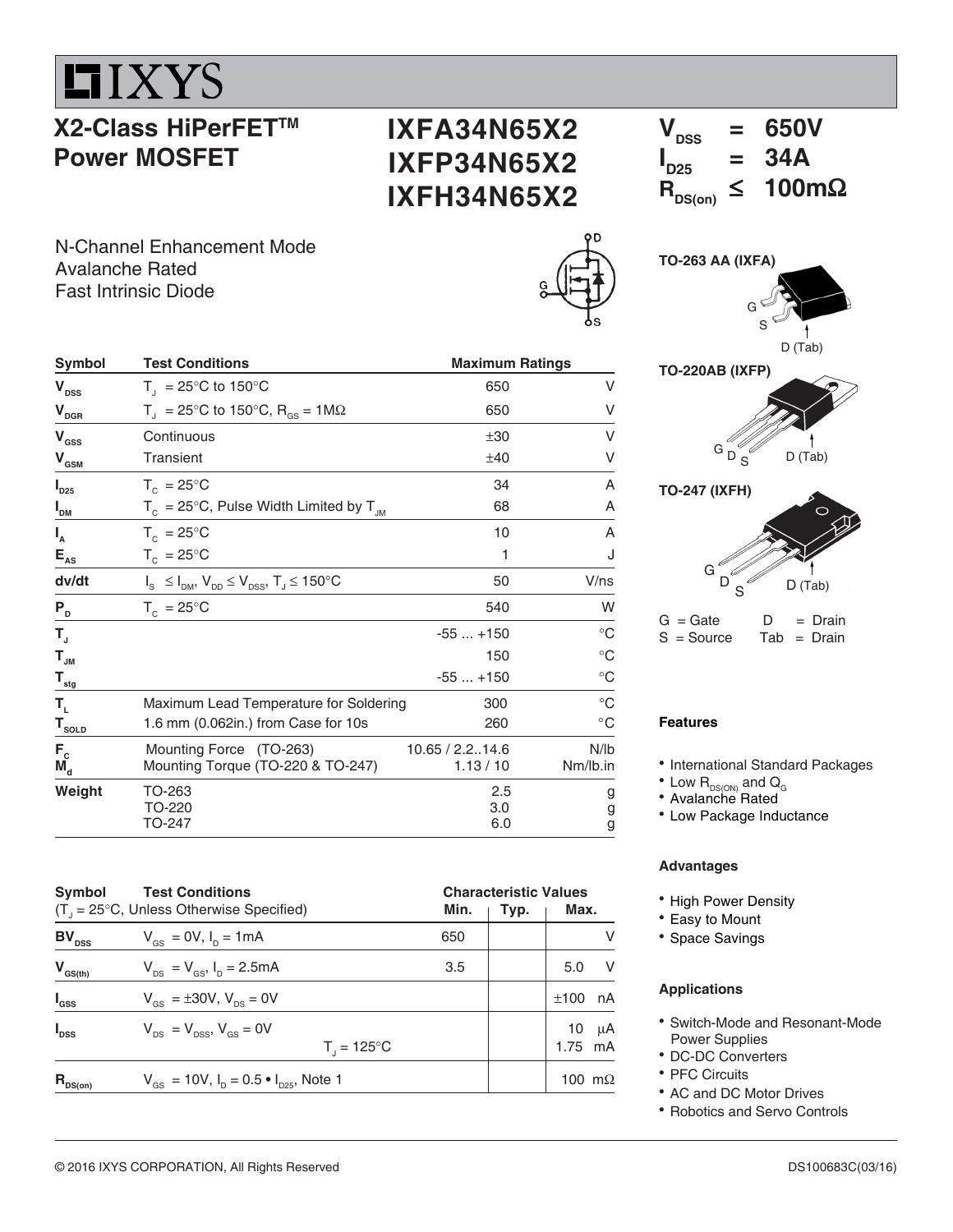# IXYS

## X2-Class HiPerFET™ Power MOSFET

## IXFA34N65X2
## IXFP34N65X2
## IXFH34N65X2

$V_{DSS}$ = 650V
$I_{D25}$ = 34A
$R_{DS(on)}$ ≤ 100mΩ

N-Channel Enhancement Mode
Avalanche Rated
Fast Intrinsic Diode

| Symbol | Test Conditions | Maximum Ratings | |
|---|---|---|---|
| $V_{DSS}$ | $T_J$ = 25°C to 150°C | 650 | V |
| $V_{DGR}$ | $T_J$ = 25°C to 150°C, $R_{GS}$ = 1MΩ | 650 | V |
| $V_{GSS}$ | Continuous | ±30 | V |
| $V_{GSM}$ | Transient | ±40 | V |
| $I_{D25}$ | $T_C$ = 25°C | 34 | A |
| $I_{DM}$ | $T_C$ = 25°C, Pulse Width Limited by $T_{JM}$ | 68 | A |
| $I_A$ | $T_C$ = 25°C | 10 | A |
| $E_{AS}$ | $T_C$ = 25°C | 1 | J |
| dv/dt | $I_S \leq I_{DM}$, $V_{DD} \leq V_{DSS}$, $T_J \leq 150°C$ | 50 | V/ns |
| $P_D$ | $T_C$ = 25°C | 540 | W |
| $T_J$ | | -55 ... +150 | °C |
| $T_{JM}$ | | 150 | °C |
| $T_{stg}$ | | -55 ... +150 | °C |
| $T_L$ | Maximum Lead Temperature for Soldering | 300 | °C |
| $T_{SOLD}$ | 1.6 mm (0.062in.) from Case for 10s | 260 | °C |
| $F_C$ | Mounting Force (TO-263) | 10.65 / 2.2..14.6 | N/lb |
| $M_d$ | Mounting Torque (TO-220 & TO-247) | 1.13 / 10 | Nm/lb.in |
| Weight | TO-263 | 2.5 | g |
| | TO-220 | 3.0 | g |
| | TO-247 | 6.0 | g |

| Symbol | Test Conditions ($T_J$ = 25°C, Unless Otherwise Specified) | Characteristic Values Min. | Typ. | Max. | |
|---|---|---|---|---|---|
| $BV_{DSS}$ | $V_{GS}$ = 0V, $I_D$ = 1mA | 650 | | | V |
| $V_{GS(th)}$ | $V_{DS}$ = $V_{GS}$, $I_D$ = 2.5mA | 3.5 | | 5.0 | V |
| $I_{GSS}$ | $V_{GS}$ = ±30V, $V_{DS}$ = 0V | | | ±100 | nA |
| $I_{DSS}$ | $V_{DS}$ = $V_{DSS}$, $V_{GS}$ = 0V | | | 10 | μA |
| | $T_J$ = 125°C | | | 1.75 | mA |
| $R_{DS(on)}$ | $V_{GS}$ = 10V, $I_D$ = 0.5 • $I_{D25}$, Note 1 | | | 100 | mΩ |

**TO-263 AA (IXFA)**

G S D (Tab)

**TO-220AB (IXFP)**

G D S D (Tab)

**TO-247 (IXFH)**

G D S D (Tab)

G = Gate  D = Drain
S = Source  Tab = Drain

### Features

- International Standard Packages
- Low $R_{DS(ON)}$ and $Q_G$
- Avalanche Rated
- Low Package Inductance

### Advantages

- High Power Density
- Easy to Mount
- Space Savings

### Applications

- Switch-Mode and Resonant-Mode Power Supplies
- DC-DC Converters
- PFC Circuits
- AC and DC Motor Drives
- Robotics and Servo Controls

© 2016 IXYS CORPORATION, All Rights Reserved DS100683C(03/16)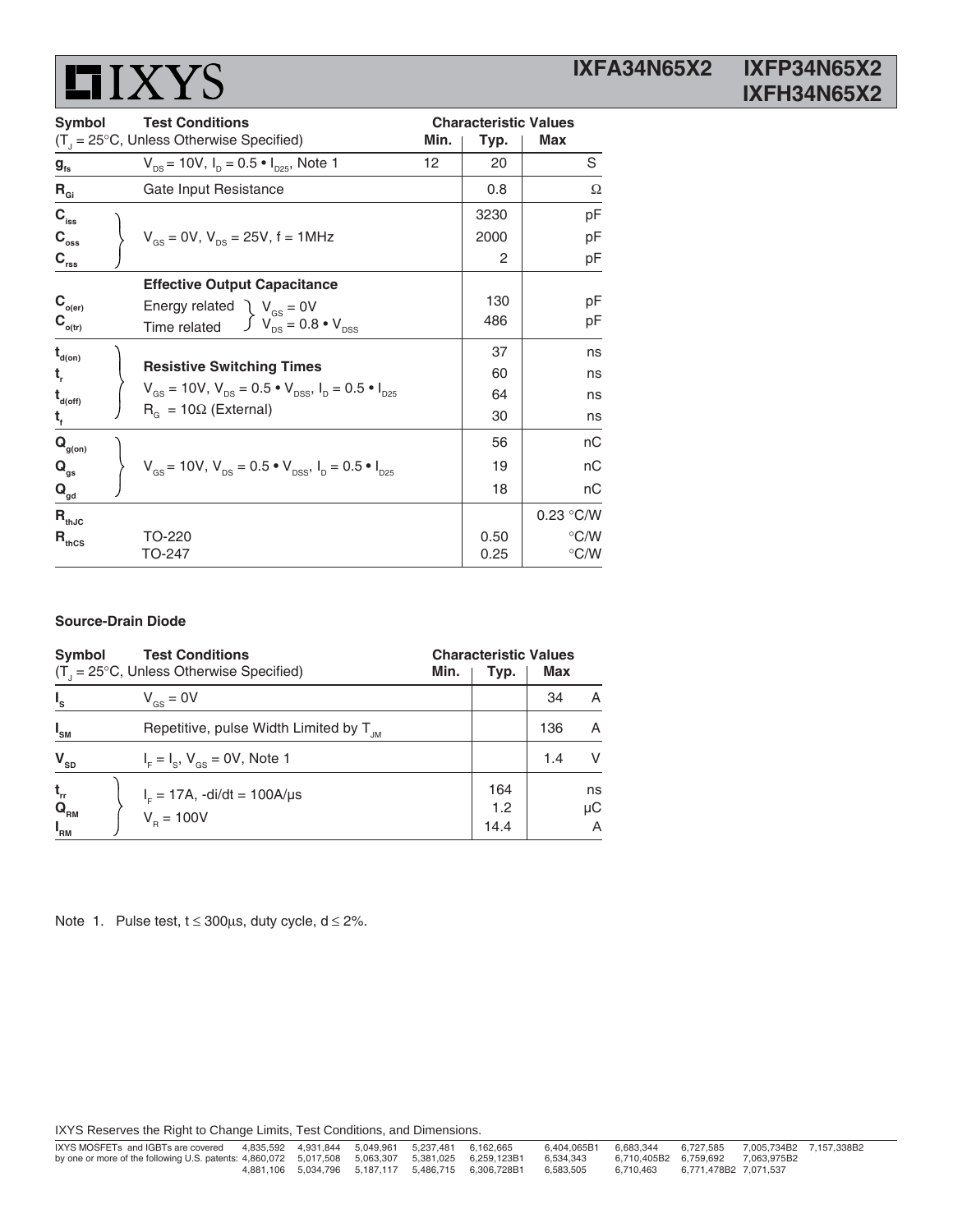| Symbol | Test Conditions ($T_J$ = 25°C, Unless Otherwise Specified) | Characteristic Values Min. | Typ. | Max | |
|---|---|---|---|---|---|
| $g_{fs}$ | $V_{DS}$ = 10V, $I_D = 0.5 \bullet I_{D25}$, Note 1 | 12 | 20 | | S |
| $R_{Gi}$ | Gate Input Resistance | | 0.8 | | Ω |
| $C_{iss}$ | $V_{GS}$ = 0V, $V_{DS}$ = 25V, f = 1MHz | | 3230 | | pF |
| $C_{oss}$ | | | 2000 | | pF |
| $C_{rss}$ | | | 2 | | pF |
| | **Effective Output Capacitance** | | | | |
| $C_{o(er)}$ | Energy related; $V_{GS}$ = 0V, $V_{DS} = 0.8 \bullet V_{DSS}$ | | 130 | | pF |
| $C_{o(tr)}$ | Time related | | 486 | | pF |
| $t_{d(on)}$ | **Resistive Switching Times** $V_{GS}$ = 10V, $V_{DS} = 0.5 \bullet V_{DSS}$, $I_D = 0.5 \bullet I_{D25}$, $R_G$ = 10Ω (External) | | 37 | | ns |
| $t_r$ | | | 60 | | ns |
| $t_{d(off)}$ | | | 64 | | ns |
| $t_f$ | | | 30 | | ns |
| $Q_{g(on)}$ | $V_{GS}$ = 10V, $V_{DS} = 0.5 \bullet V_{DSS}$, $I_D = 0.5 \bullet I_{D25}$ | | 56 | | nC |
| $Q_{gs}$ | | | 19 | | nC |
| $Q_{gd}$ | | | 18 | | nC |
| $R_{thJC}$ | | | | 0.23 | °C/W |
| $R_{thCS}$ | TO-220 | | 0.50 | | °C/W |
| | TO-247 | | 0.25 | | °C/W |

**Source-Drain Diode**

| Symbol | Test Conditions ($T_J$ = 25°C, Unless Otherwise Specified) | Characteristic Values Min. | Typ. | Max | |
|---|---|---|---|---|---|
| $I_S$ | $V_{GS}$ = 0V | | | 34 | A |
| $I_{SM}$ | Repetitive, pulse Width Limited by $T_{JM}$ | | | 136 | A |
| $V_{SD}$ | $I_F = I_S$, $V_{GS}$ = 0V, Note 1 | | | 1.4 | V |
| $t_{rr}$ | $I_F$ = 17A, -di/dt = 100A/μs, $V_R$ = 100V | | 164 | | ns |
| $Q_{RM}$ | | | 1.2 | | μC |
| $I_{RM}$ | | | 14.4 | | A |

Note 1. Pulse test, t ≤ 300μs, duty cycle, d ≤ 2%.

IXYS Reserves the Right to Change Limits, Test Conditions, and Dimensions.

IXYS MOSFETs and IGBTs are covered by one or more of the following U.S. patents: 4,835,592 4,931,844 5,049,961 5,237,481 6,162,665 6,404,065B1 6,683,344 6,727,585 7,005,734B2 7,157,338B2 4,860,072 5,017,508 5,063,307 5,381,025 6,259,123B1 6,534,343 6,710,405B2 6,759,692 7,063,975B2 4,881,106 5,034,796 5,187,117 5,486,715 6,306,728B1 6,583,505 6,710,463 6,771,478B2 7,071,537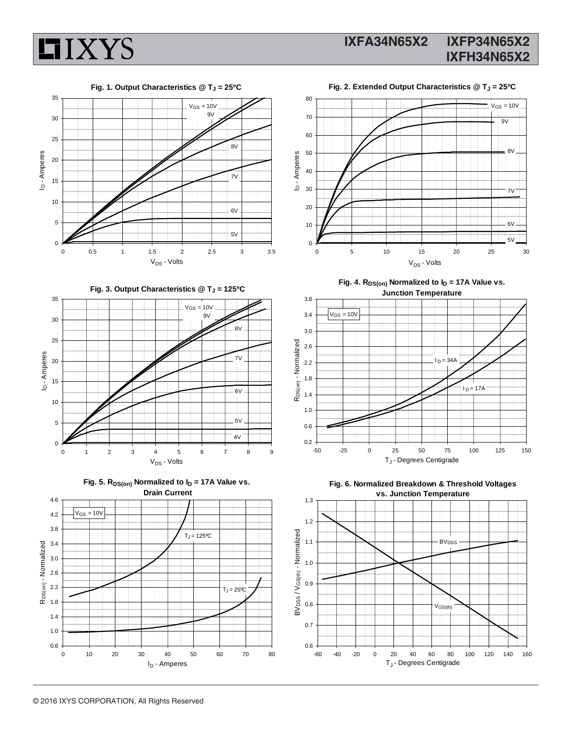**Fig. 1. Output Characteristics @ $T_J$ = 25ºC**

**Fig. 2. Extended Output Characteristics @ $T_J$ = 25ºC**

**Fig. 3. Output Characteristics @ $T_J$ = 125ºC**

**Fig. 4. $R_{DS(on)}$ Normalized to $I_D$ = 17A Value vs. Junction Temperature**

**Fig. 5. $R_{DS(on)}$ Normalized to $I_D$ = 17A Value vs. Drain Current**

**Fig. 6. Normalized Breakdown & Threshold Voltages vs. Junction Temperature**

© 2016 IXYS CORPORATION, All Rights Reserved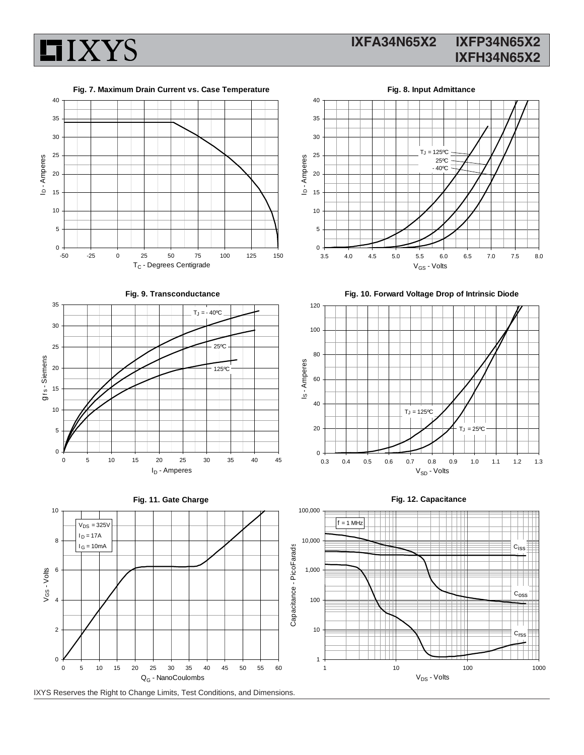**Fig. 7. Maximum Drain Current vs. Case Temperature**

**Fig. 8. Input Admittance**

**Fig. 9. Transconductance**

**Fig. 10. Forward Voltage Drop of Intrinsic Diode**

**Fig. 11. Gate Charge**

**Fig. 12. Capacitance**

IXYS Reserves the Right to Change Limits, Test Conditions, and Dimensions.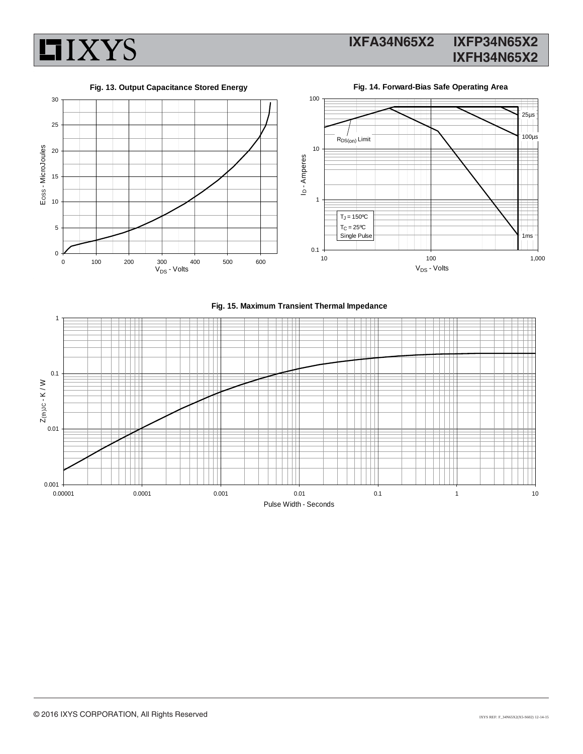**Fig. 13. Output Capacitance Stored Energy**

$E_{OSS}$ - MicroJoules vs. $V_{DS}$ - Volts

**Fig. 14. Forward-Bias Safe Operating Area**

$I_D$ - Amperes vs. $V_{DS}$ - Volts

$R_{DS(on)}$ Limit

25µs

100µs

1ms

$T_J$ = 150ºC

$T_C$ = 25ºC

Single Pulse

**Fig. 15. Maximum Transient Thermal Impedance**

$Z_{(th)JC}$ - K / W vs. Pulse Width - Seconds

© 2016 IXYS CORPORATION, All Rights Reserved

IXYS REF: F_34N65X2(X5-S602) 12-14-15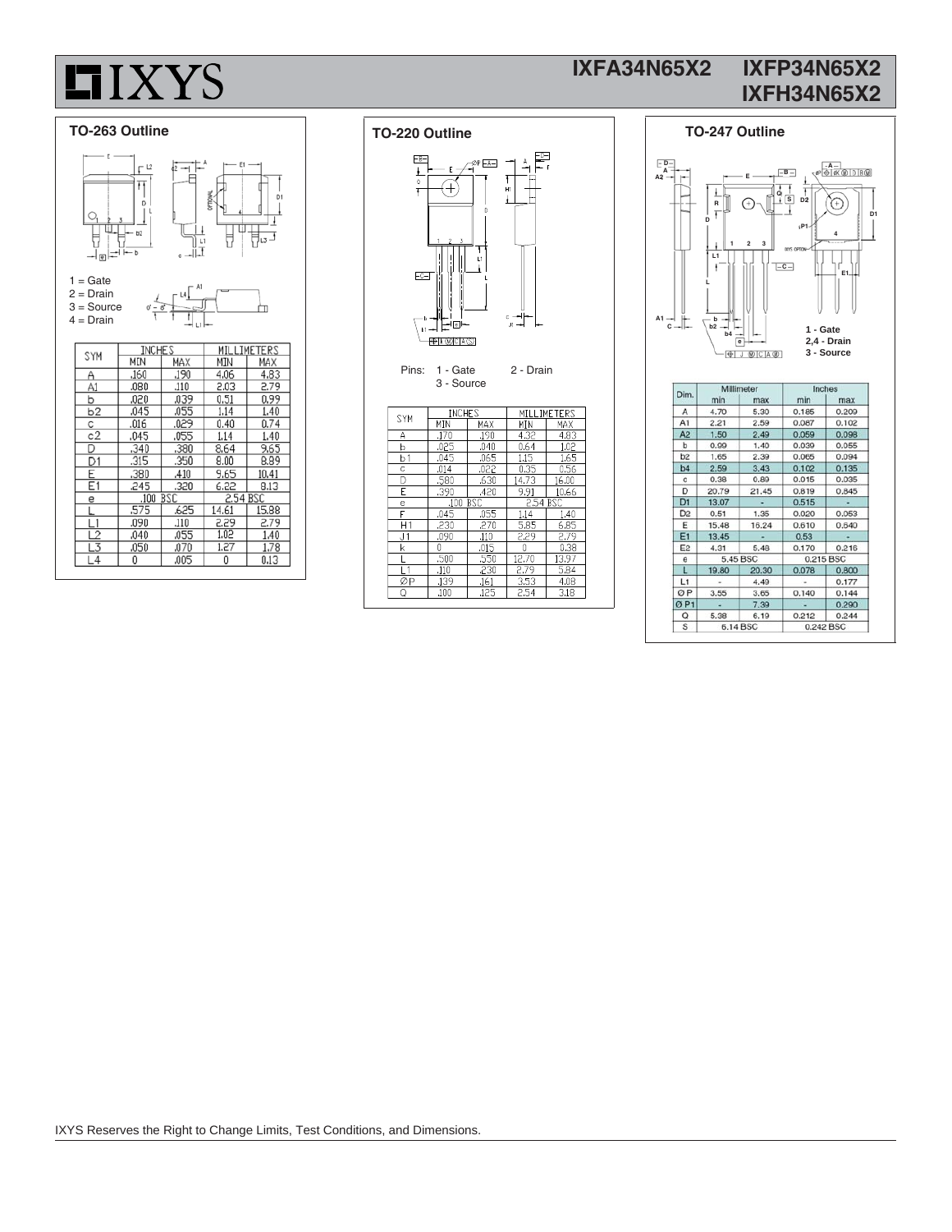## TO-263 Outline

1 = Gate
2 = Drain
3 = Source
4 = Drain

| SYM | INCHES | | MILLIMETERS | |
|---|---|---|---|---|
| | MIN | MAX | MIN | MAX |
| A | .160 | .190 | 4.06 | 4.83 |
| A1 | .080 | .110 | 2.03 | 2.79 |
| b | .020 | .039 | 0.51 | 0.99 |
| b2 | .045 | .055 | 1.14 | 1.40 |
| c | .016 | .029 | 0.40 | 0.74 |
| c2 | .045 | .055 | 1.14 | 1.40 |
| D | .340 | .380 | 8.64 | 9.65 |
| D1 | .315 | .350 | 8.00 | 8.89 |
| E | .380 | .410 | 9.65 | 10.41 |
| E1 | .245 | .320 | 6.22 | 8.13 |
| e | .100 BSC | | 2.54 BSC | |
| L | .575 | .625 | 14.61 | 15.88 |
| L1 | .090 | .110 | 2.29 | 2.79 |
| L2 | .040 | .055 | 1.02 | 1.40 |
| L3 | .050 | .070 | 1.27 | 1.78 |
| L4 | 0 | .005 | 0 | 0.13 |

## TO-220 Outline

Pins: 1 - Gate 2 - Drain
3 - Source

| SYM | INCHES | | MILLIMETERS | |
|---|---|---|---|---|
| | MIN | MAX | MIN | MAX |
| A | .170 | .190 | 4.32 | 4.83 |
| b | .025 | .040 | 0.64 | 1.02 |
| b1 | .045 | .065 | 1.15 | 1.65 |
| c | .014 | .022 | 0.35 | 0.56 |
| D | .580 | .630 | 14.73 | 16.00 |
| E | .390 | .420 | 9.91 | 10.66 |
| e | .100 BSC | | 2.54 BSC | |
| F | .045 | .055 | 1.14 | 1.40 |
| H1 | .230 | .270 | 5.85 | 6.85 |
| J1 | .090 | .110 | 2.29 | 2.79 |
| k | 0 | .015 | 0 | 0.38 |
| L | .500 | .550 | 12.70 | 13.97 |
| L1 | .110 | .230 | 2.79 | 5.84 |
| ØP | .139 | .161 | 3.53 | 4.08 |
| Q | .100 | .125 | 2.54 | 3.18 |

## TO-247 Outline

1 - Gate
2,4 - Drain
3 - Source

| Dim. | Millimeter | | Inches | |
|---|---|---|---|---|
| | min | max | min | max |
| A | 4.70 | 5.30 | 0.185 | 0.209 |
| A1 | 2.21 | 2.59 | 0.087 | 0.102 |
| A2 | 1.50 | 2.49 | 0.059 | 0.098 |
| b | 0.99 | 1.40 | 0.039 | 0.055 |
| b2 | 1.65 | 2.39 | 0.065 | 0.094 |
| b4 | 2.59 | 3.43 | 0.102 | 0.135 |
| c | 0.38 | 0.89 | 0.015 | 0.035 |
| D | 20.79 | 21.45 | 0.819 | 0.845 |
| D1 | 13.07 | - | 0.515 | - |
| D2 | 0.51 | 1.35 | 0.020 | 0.053 |
| E | 15.48 | 16.24 | 0.610 | 0.640 |
| E1 | 13.45 | - | 0.53 | - |
| E2 | 4.31 | 5.48 | 0.170 | 0.216 |
| e | 5.45 BSC | | 0.215 BSC | |
| L | 19.80 | 20.30 | 0.078 | 0.800 |
| L1 | - | 4.49 | - | 0.177 |
| ØP | 3.55 | 3.65 | 0.140 | 0.144 |
| Ø P1 | - | 7.39 | - | 0.290 |
| Q | 5.38 | 6.19 | 0.212 | 0.244 |
| S | 6.14 BSC | | 0.242 BSC | |

IXYS Reserves the Right to Change Limits, Test Conditions, and Dimensions.